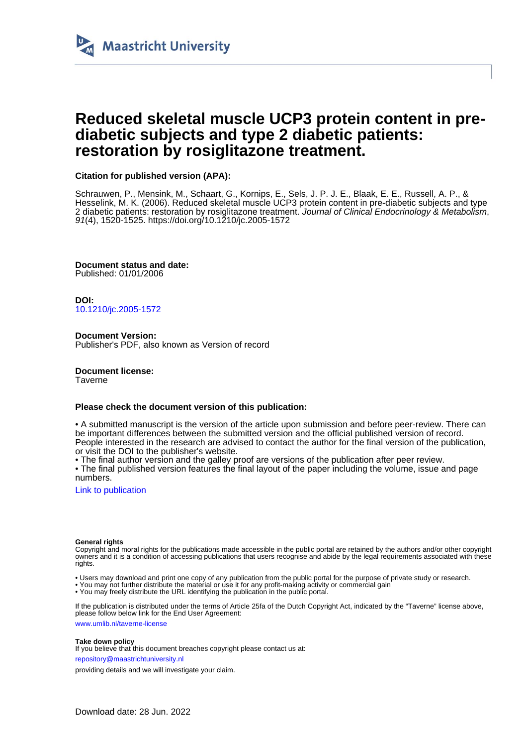Maastricht University

# Reduced skeletal muscle UCP3 protein content in pre-diabetic subjects and type 2 diabetic patients: restoration by rosiglitazone treatment.

**Citation for published version (APA):**

Schrauwen, P., Mensink, M., Schaart, G., Kornips, E., Sels, J. P. J. E., Blaak, E. E., Russell, A. P., & Hesselink, M. K. (2006). Reduced skeletal muscle UCP3 protein content in pre-diabetic subjects and type 2 diabetic patients: restoration by rosiglitazone treatment. *Journal of Clinical Endocrinology & Metabolism*, *91*(4), 1520-1525. https://doi.org/10.1210/jc.2005-1572

**Document status and date:**
Published: 01/01/2006

**DOI:**
10.1210/jc.2005-1572

**Document Version:**
Publisher's PDF, also known as Version of record

**Document license:**
Taverne

**Please check the document version of this publication:**

• A submitted manuscript is the version of the article upon submission and before peer-review. There can be important differences between the submitted version and the official published version of record. People interested in the research are advised to contact the author for the final version of the publication, or visit the DOI to the publisher's website.
• The final author version and the galley proof are versions of the publication after peer review.
• The final published version features the final layout of the paper including the volume, issue and page numbers.

Link to publication

**General rights**
Copyright and moral rights for the publications made accessible in the public portal are retained by the authors and/or other copyright owners and it is a condition of accessing publications that users recognise and abide by the legal requirements associated with these rights.

• Users may download and print one copy of any publication from the public portal for the purpose of private study or research.
• You may not further distribute the material or use it for any profit-making activity or commercial gain
• You may freely distribute the URL identifying the publication in the public portal.

If the publication is distributed under the terms of Article 25fa of the Dutch Copyright Act, indicated by the "Taverne" license above, please follow below link for the End User Agreement:

www.umlib.nl/taverne-license

**Take down policy**
If you believe that this document breaches copyright please contact us at:

repository@maastrichtuniversity.nl

providing details and we will investigate your claim.

Download date: 28 Jun. 2022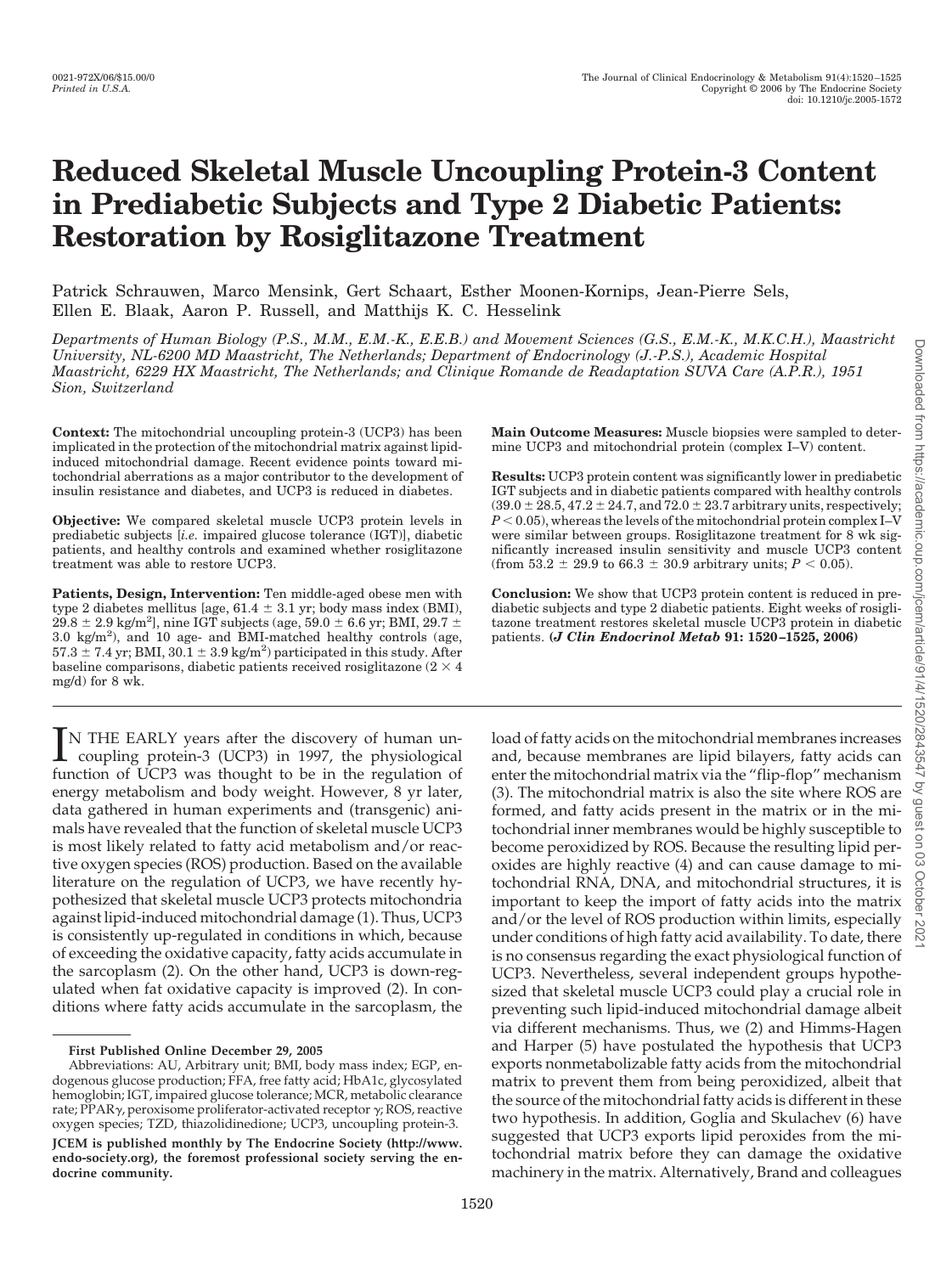# Reduced Skeletal Muscle Uncoupling Protein-3 Content in Prediabetic Subjects and Type 2 Diabetic Patients: Restoration by Rosiglitazone Treatment

Patrick Schrauwen, Marco Mensink, Gert Schaart, Esther Moonen-Kornips, Jean-Pierre Sels, Ellen E. Blaak, Aaron P. Russell, and Matthijs K. C. Hesselink

*Departments of Human Biology (P.S., M.M., E.M.-K., E.E.B.) and Movement Sciences (G.S., E.M.-K., M.K.C.H.), Maastricht University, NL-6200 MD Maastricht, The Netherlands; Department of Endocrinology (J.-P.S.), Academic Hospital Maastricht, 6229 HX Maastricht, The Netherlands; and Clinique Romande de Readaptation SUVA Care (A.P.R.), 1951 Sion, Switzerland*

**Context:** The mitochondrial uncoupling protein-3 (UCP3) has been implicated in the protection of the mitochondrial matrix against lipid-induced mitochondrial damage. Recent evidence points toward mitochondrial aberrations as a major contributor to the development of insulin resistance and diabetes, and UCP3 is reduced in diabetes.

**Objective:** We compared skeletal muscle UCP3 protein levels in prediabetic subjects [*i.e.* impaired glucose tolerance (IGT)], diabetic patients, and healthy controls and examined whether rosiglitazone treatment was able to restore UCP3.

**Patients, Design, Intervention:** Ten middle-aged obese men with type 2 diabetes mellitus [age, 61.4 ± 3.1 yr; body mass index (BMI), 29.8 ± 2.9 kg/m$^2$], nine IGT subjects (age, 59.0 ± 6.6 yr; BMI, 29.7 ± 3.0 kg/m$^2$), and 10 age- and BMI-matched healthy controls (age, 57.3 ± 7.4 yr; BMI, 30.1 ± 3.9 kg/m$^2$) participated in this study. After baseline comparisons, diabetic patients received rosiglitazone (2 × 4 mg/d) for 8 wk.

**Main Outcome Measures:** Muscle biopsies were sampled to determine UCP3 and mitochondrial protein (complex I–V) content.

**Results:** UCP3 protein content was significantly lower in prediabetic IGT subjects and in diabetic patients compared with healthy controls (39.0 ± 28.5, 47.2 ± 24.7, and 72.0 ± 23.7 arbitrary units, respectively; $P < 0.05$), whereas the levels of the mitochondrial protein complex I–V were similar between groups. Rosiglitazone treatment for 8 wk significantly increased insulin sensitivity and muscle UCP3 content (from 53.2 ± 29.9 to 66.3 ± 30.9 arbitrary units; $P < 0.05$).

**Conclusion:** We show that UCP3 protein content is reduced in prediabetic subjects and type 2 diabetic patients. Eight weeks of rosiglitazone treatment restores skeletal muscle UCP3 protein in diabetic patients. **(*J Clin Endocrinol Metab* 91: 1520–1525, 2006)**

IN THE EARLY years after the discovery of human uncoupling protein-3 (UCP3) in 1997, the physiological function of UCP3 was thought to be in the regulation of energy metabolism and body weight. However, 8 yr later, data gathered in human experiments and (transgenic) animals have revealed that the function of skeletal muscle UCP3 is most likely related to fatty acid metabolism and/or reactive oxygen species (ROS) production. Based on the available literature on the regulation of UCP3, we have recently hypothesized that skeletal muscle UCP3 protects mitochondria against lipid-induced mitochondrial damage (1). Thus, UCP3 is consistently up-regulated in conditions in which, because of exceeding the oxidative capacity, fatty acids accumulate in the sarcoplasm (2). On the other hand, UCP3 is down-regulated when fat oxidative capacity is improved (2). In conditions where fatty acids accumulate in the sarcoplasm, the load of fatty acids on the mitochondrial membranes increases and, because membranes are lipid bilayers, fatty acids can enter the mitochondrial matrix via the "flip-flop" mechanism (3). The mitochondrial matrix is also the site where ROS are formed, and fatty acids present in the matrix or in the mitochondrial inner membranes would be highly susceptible to become peroxidized by ROS. Because the resulting lipid peroxides are highly reactive (4) and can cause damage to mitochondrial RNA, DNA, and mitochondrial structures, it is important to keep the import of fatty acids into the matrix and/or the level of ROS production within limits, especially under conditions of high fatty acid availability. To date, there is no consensus regarding the exact physiological function of UCP3. Nevertheless, several independent groups hypothesized that skeletal muscle UCP3 could play a crucial role in preventing such lipid-induced mitochondrial damage albeit via different mechanisms. Thus, we (2) and Himms-Hagen and Harper (5) have postulated the hypothesis that UCP3 exports nonmetabolizable fatty acids from the mitochondrial matrix to prevent them from being peroxidized, albeit that the source of the mitochondrial fatty acids is different in these two hypothesis. In addition, Goglia and Skulachev (6) have suggested that UCP3 exports lipid peroxides from the mitochondrial matrix before they can damage the oxidative machinery in the matrix. Alternatively, Brand and colleagues

First Published Online December 29, 2005

Abbreviations: AU, Arbitrary unit; BMI, body mass index; EGP, endogenous glucose production; FFA, free fatty acid; HbA1c, glycosylated hemoglobin; IGT, impaired glucose tolerance; MCR, metabolic clearance rate; PPARγ, peroxisome proliferator-activated receptor γ; ROS, reactive oxygen species; TZD, thiazolidinedione; UCP3, uncoupling protein-3.

**JCEM is published monthly by The Endocrine Society (http://www.endo-society.org), the foremost professional society serving the endocrine community.**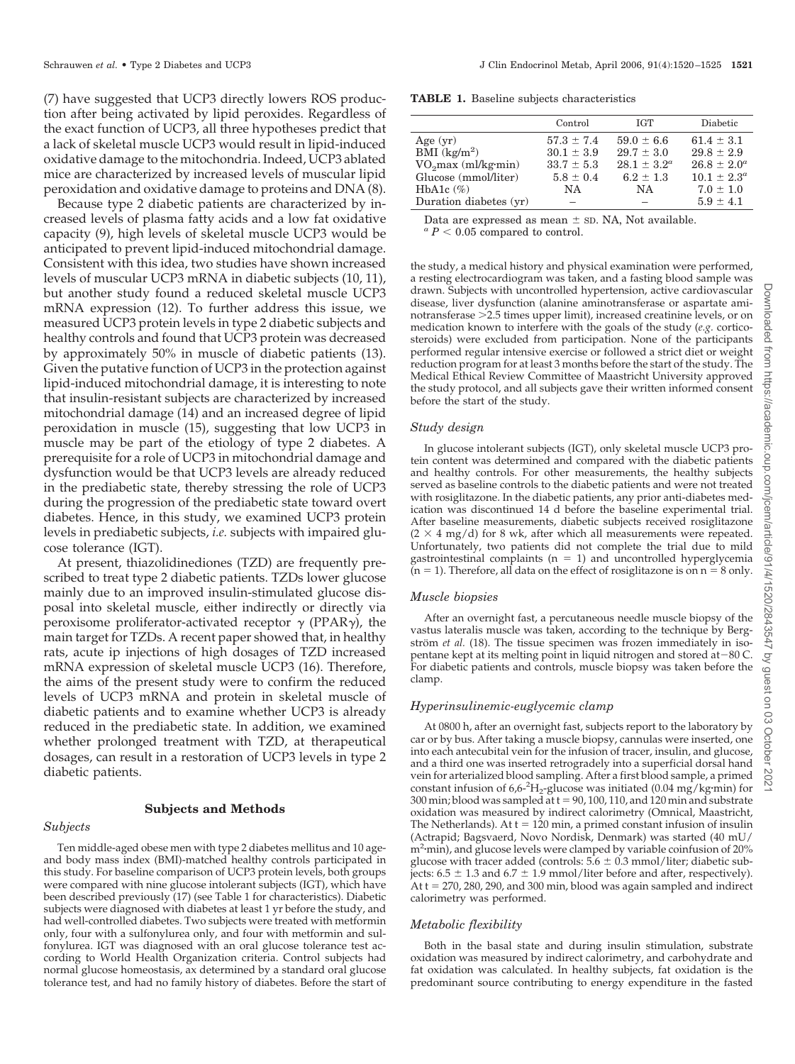(7) have suggested that UCP3 directly lowers ROS production after being activated by lipid peroxides. Regardless of the exact function of UCP3, all three hypotheses predict that a lack of skeletal muscle UCP3 would result in lipid-induced oxidative damage to the mitochondria. Indeed, UCP3 ablated mice are characterized by increased levels of muscular lipid peroxidation and oxidative damage to proteins and DNA (8).

Because type 2 diabetic patients are characterized by increased levels of plasma fatty acids and a low fat oxidative capacity (9), high levels of skeletal muscle UCP3 would be anticipated to prevent lipid-induced mitochondrial damage. Consistent with this idea, two studies have shown increased levels of muscular UCP3 mRNA in diabetic subjects (10, 11), but another study found a reduced skeletal muscle UCP3 mRNA expression (12). To further address this issue, we measured UCP3 protein levels in type 2 diabetic subjects and healthy controls and found that UCP3 protein was decreased by approximately 50% in muscle of diabetic patients (13). Given the putative function of UCP3 in the protection against lipid-induced mitochondrial damage, it is interesting to note that insulin-resistant subjects are characterized by increased mitochondrial damage (14) and an increased degree of lipid peroxidation in muscle (15), suggesting that low UCP3 in muscle may be part of the etiology of type 2 diabetes. A prerequisite for a role of UCP3 in mitochondrial damage and dysfunction would be that UCP3 levels are already reduced in the prediabetic state, thereby stressing the role of UCP3 during the progression of the prediabetic state toward overt diabetes. Hence, in this study, we examined UCP3 protein levels in prediabetic subjects, *i.e.* subjects with impaired glucose tolerance (IGT).

At present, thiazolidinediones (TZD) are frequently prescribed to treat type 2 diabetic patients. TZDs lower glucose mainly due to an improved insulin-stimulated glucose disposal into skeletal muscle, either indirectly or directly via peroxisome proliferator-activated receptor $\gamma$ (PPAR$\gamma$), the main target for TZDs. A recent paper showed that, in healthy rats, acute ip injections of high dosages of TZD increased mRNA expression of skeletal muscle UCP3 (16). Therefore, the aims of the present study were to confirm the reduced levels of UCP3 mRNA and protein in skeletal muscle of diabetic patients and to examine whether UCP3 is already reduced in the prediabetic state. In addition, we examined whether prolonged treatment with TZD, at therapeutical dosages, can result in a restoration of UCP3 levels in type 2 diabetic patients.

## Subjects and Methods

### Subjects

Ten middle-aged obese men with type 2 diabetes mellitus and 10 age- and body mass index (BMI)-matched healthy controls participated in this study. For baseline comparison of UCP3 protein levels, both groups were compared with nine glucose intolerant subjects (IGT), which have been described previously (17) (see Table 1 for characteristics). Diabetic subjects were diagnosed with diabetes at least 1 yr before the study, and had well-controlled diabetes. Two subjects were treated with metformin only, four with a sulfonylurea only, and four with metformin and sulfonylurea. IGT was diagnosed with an oral glucose tolerance test according to World Health Organization criteria. Control subjects had normal glucose homeostasis, ax determined by a standard oral glucose tolerance test, and had no family history of diabetes. Before the start of the study, a medical history and physical examination were performed, a resting electrocardiogram was taken, and a fasting blood sample was drawn. Subjects with uncontrolled hypertension, active cardiovascular disease, liver dysfunction (alanine aminotransferase or aspartate aminotransferase >2.5 times upper limit), increased creatinine levels, or on medication known to interfere with the goals of the study (*e.g.* corticosteroids) were excluded from participation. None of the participants performed regular intensive exercise or followed a strict diet or weight reduction program for at least 3 months before the start of the study. The Medical Ethical Review Committee of Maastricht University approved the study protocol, and all subjects gave their written informed consent before the start of the study.

**TABLE 1.** Baseline subjects characteristics

| | Control | IGT | Diabetic |
|---|---|---|---|
| Age (yr) | 57.3 ± 7.4 | 59.0 ± 6.6 | 61.4 ± 3.1 |
| BMI (kg/m²) | 30.1 ± 3.9 | 29.7 ± 3.0 | 29.8 ± 2.9 |
| $VO_2$max (ml/kg·min) | 33.7 ± 5.3 | 28.1 ± 3.2[a] | 26.8 ± 2.0[a] |
| Glucose (mmol/liter) | 5.8 ± 0.4 | 6.2 ± 1.3 | 10.1 ± 2.3[a] |
| HbA1c (%) | NA | NA | 7.0 ± 1.0 |
| Duration diabetes (yr) | – | – | 5.9 ± 4.1 |

Data are expressed as mean ± SD. NA, Not available.
[a] $P < 0.05$ compared to control.

### Study design

In glucose intolerant subjects (IGT), only skeletal muscle UCP3 protein content was determined and compared with the diabetic patients and healthy controls. For other measurements, the healthy subjects served as baseline controls to the diabetic patients and were not treated with rosiglitazone. In the diabetic patients, any prior anti-diabetes medication was discontinued 14 d before the baseline experimental trial. After baseline measurements, diabetic subjects received rosiglitazone (2 × 4 mg/d) for 8 wk, after which all measurements were repeated. Unfortunately, two patients did not complete the trial due to mild gastrointestinal complaints ($n = 1$) and uncontrolled hyperglycemia ($n = 1$). Therefore, all data on the effect of rosiglitazone is on $n = 8$ only.

### Muscle biopsies

After an overnight fast, a percutaneous needle muscle biopsy of the vastus lateralis muscle was taken, according to the technique by Bergström *et al.* (18). The tissue specimen was frozen immediately in isopentane kept at its melting point in liquid nitrogen and stored at −80 C. For diabetic patients and controls, muscle biopsy was taken before the clamp.

### Hyperinsulinemic-euglycemic clamp

At 0800 h, after an overnight fast, subjects report to the laboratory by car or by bus. After taking a muscle biopsy, cannulas were inserted, one into each antecubital vein for the infusion of tracer, insulin, and glucose, and a third one was inserted retrogradely into a superficial dorsal hand vein for arterialized blood sampling. After a first blood sample, a primed constant infusion of 6,6-$^2H_2$-glucose was initiated (0.04 mg/kg·min) for 300 min; blood was sampled at t = 90, 100, 110, and 120 min and substrate oxidation was measured by indirect calorimetry (Omnical, Maastricht, The Netherlands). At t = 120 min, a primed constant infusion of insulin (Actrapid; Bagsvaerd, Novo Nordisk, Denmark) was started (40 mU/m²·min), and glucose levels were clamped by variable coinfusion of 20% glucose with tracer added (controls: 5.6 ± 0.3 mmol/liter; diabetic subjects: 6.5 ± 1.3 and 6.7 ± 1.9 mmol/liter before and after, respectively). At t = 270, 280, 290, and 300 min, blood was again sampled and indirect calorimetry was performed.

### Metabolic flexibility

Both in the basal state and during insulin stimulation, substrate oxidation was measured by indirect calorimetry, and carbohydrate and fat oxidation was calculated. In healthy subjects, fat oxidation is the predominant source contributing to energy expenditure in the fasted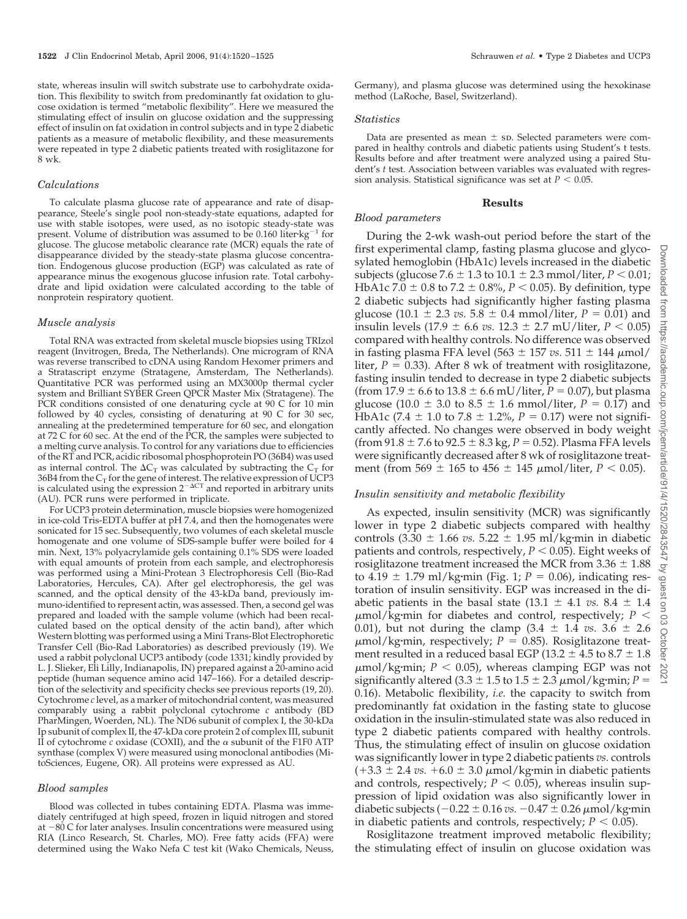state, whereas insulin will switch substrate use to carbohydrate oxidation. This flexibility to switch from predominantly fat oxidation to glucose oxidation is termed "metabolic flexibility". Here we measured the stimulating effect of insulin on glucose oxidation and the suppressing effect of insulin on fat oxidation in control subjects and in type 2 diabetic patients as a measure of metabolic flexibility, and these measurements were repeated in type 2 diabetic patients treated with rosiglitazone for 8 wk.

### *Calculations*

To calculate plasma glucose rate of appearance and rate of disappearance, Steele's single pool non-steady-state equations, adapted for use with stable isotopes, were used, as no isotopic steady-state was present. Volume of distribution was assumed to be 0.160 liter·$kg^{-1}$ for glucose. The glucose metabolic clearance rate (MCR) equals the rate of disappearance divided by the steady-state plasma glucose concentration. Endogenous glucose production (EGP) was calculated as rate of appearance minus the exogenous glucose infusion rate. Total carbohydrate and lipid oxidation were calculated according to the table of nonprotein respiratory quotient.

### *Muscle analysis*

Total RNA was extracted from skeletal muscle biopsies using TRIzol reagent (Invitrogen, Breda, The Netherlands). One microgram of RNA was reverse transcribed to cDNA using Random Hexomer primers and a Stratascript enzyme (Stratagene, Amsterdam, The Netherlands). Quantitative PCR was performed using an MX3000p thermal cycler system and Brilliant SYBER Green QPCR Master Mix (Stratagene). The PCR conditions consisted of one denaturing cycle at 90 C for 10 min followed by 40 cycles, consisting of denaturing at 90 C for 30 sec, annealing at the predetermined temperature for 60 sec, and elongation at 72 C for 60 sec. At the end of the PCR, the samples were subjected to a melting curve analysis. To control for any variations due to efficiencies of the RT and PCR, acidic ribosomal phosphoprotein PO (36B4) was used as internal control. The $\Delta C_T$ was calculated by subtracting the $C_T$ for 36B4 from the $C_T$ for the gene of interest. The relative expression of UCP3 is calculated using the expression $2^{-\Delta CT}$ and reported in arbitrary units (AU). PCR runs were performed in triplicate.

For UCP3 protein determination, muscle biopsies were homogenized in ice-cold Tris-EDTA buffer at pH 7.4, and then the homogenates were sonicated for 15 sec. Subsequently, two volumes of each skeletal muscle homogenate and one volume of SDS-sample buffer were boiled for 4 min. Next, 13% polyacrylamide gels containing 0.1% SDS were loaded with equal amounts of protein from each sample, and electrophoresis was performed using a Mini-Protean 3 Electrophoresis Cell (Bio-Rad Laboratories, Hercules, CA). After gel electrophoresis, the gel was scanned, and the optical density of the 43-kDa band, previously immuno-identified to represent actin, was assessed. Then, a second gel was prepared and loaded with the sample volume (which had been recalculated based on the optical density of the actin band), after which Western blotting was performed using a Mini Trans-Blot Electrophoretic Transfer Cell (Bio-Rad Laboratories) as described previously (19). We used a rabbit polyclonal UCP3 antibody (code 1331; kindly provided by L. J. Slieker, Eli Lilly, Indianapolis, IN) prepared against a 20-amino acid peptide (human sequence amino acid 147–166). For a detailed description of the selectivity and specificity checks see previous reports (19, 20). Cytochrome *c* level, as a marker of mitochondrial content, was measured comparably using a rabbit polyclonal cytochrome *c* antibody (BD PharMingen, Woerden, NL). The ND6 subunit of complex I, the 30-kDa Ip subunit of complex II, the 47-kDa core protein 2 of complex III, subunit II of cytochrome *c* oxidase (COXII), and the $\alpha$ subunit of the F1F0 ATP synthase (complex V) were measured using monoclonal antibodies (MitoSciences, Eugene, OR). All proteins were expressed as AU.

### *Blood samples*

Blood was collected in tubes containing EDTA. Plasma was immediately centrifuged at high speed, frozen in liquid nitrogen and stored at −80 C for later analyses. Insulin concentrations were measured using RIA (Linco Research, St. Charles, MO). Free fatty acids (FFA) were determined using the Wako Nefa C test kit (Wako Chemicals, Neuss, Germany), and plasma glucose was determined using the hexokinase method (LaRoche, Basel, Switzerland).

### *Statistics*

Data are presented as mean ± SD. Selected parameters were compared in healthy controls and diabetic patients using Student's t tests. Results before and after treatment were analyzed using a paired Student's *t* test. Association between variables was evaluated with regression analysis. Statistical significance was set at $P < 0.05$.

## Results

### *Blood parameters*

During the 2-wk wash-out period before the start of the first experimental clamp, fasting plasma glucose and glycosylated hemoglobin (HbA1c) levels increased in the diabetic subjects (glucose 7.6 ± 1.3 to 10.1 ± 2.3 mmol/liter, $P < 0.01$; HbA1c 7.0 ± 0.8 to 7.2 ± 0.8%, $P < 0.05$). By definition, type 2 diabetic subjects had significantly higher fasting plasma glucose (10.1 ± 2.3 *vs.* 5.8 ± 0.4 mmol/liter, $P = 0.01$) and insulin levels (17.9 ± 6.6 *vs.* 12.3 ± 2.7 mU/liter, $P < 0.05$) compared with healthy controls. No difference was observed in fasting plasma FFA level (563 ± 157 *vs.* 511 ± 144 μmol/liter, $P = 0.33$). After 8 wk of treatment with rosiglitazone, fasting insulin tended to decrease in type 2 diabetic subjects (from 17.9 ± 6.6 to 13.8 ± 6.6 mU/liter, $P = 0.07$), but plasma glucose (10.0 ± 3.0 to 8.5 ± 1.6 mmol/liter, $P = 0.17$) and HbA1c (7.4 ± 1.0 to 7.8 ± 1.2%, $P = 0.17$) were not significantly affected. No changes were observed in body weight (from 91.8 ± 7.6 to 92.5 ± 8.3 kg, $P = 0.52$). Plasma FFA levels were significantly decreased after 8 wk of rosiglitazone treatment (from 569 ± 165 to 456 ± 145 μmol/liter, $P < 0.05$).

### *Insulin sensitivity and metabolic flexibility*

As expected, insulin sensitivity (MCR) was significantly lower in type 2 diabetic subjects compared with healthy controls (3.30 ± 1.66 *vs.* 5.22 ± 1.95 ml/kg·min in diabetic patients and controls, respectively, $P < 0.05$). Eight weeks of rosiglitazone treatment increased the MCR from 3.36 ± 1.88 to 4.19 ± 1.79 ml/kg·min (Fig. 1; $P = 0.06$), indicating restoration of insulin sensitivity. EGP was increased in the diabetic patients in the basal state (13.1 ± 4.1 *vs.* 8.4 ± 1.4 μmol/kg·min for diabetes and control, respectively; $P < 0.01$), but not during the clamp (3.4 ± 1.4 *vs.* 3.6 ± 2.6 μmol/kg·min, respectively; $P = 0.85$). Rosiglitazone treatment resulted in a reduced basal EGP (13.2 ± 4.5 to 8.7 ± 1.8 μmol/kg·min; $P < 0.05$), whereas clamping EGP was not significantly altered (3.3 ± 1.5 to 1.5 ± 2.3 μmol/kg·min; $P = 0.16$). Metabolic flexibility, *i.e.* the capacity to switch from predominantly fat oxidation in the fasting state to glucose oxidation in the insulin-stimulated state was also reduced in type 2 diabetic patients compared with healthy controls. Thus, the stimulating effect of insulin on glucose oxidation was significantly lower in type 2 diabetic patients *vs.* controls (+3.3 ± 2.4 *vs.* +6.0 ± 3.0 μmol/kg·min in diabetic patients and controls, respectively; $P < 0.05$), whereas insulin suppression of lipid oxidation was also significantly lower in diabetic subjects (−0.22 ± 0.16 *vs.* −0.47 ± 0.26 μmol/kg·min in diabetic patients and controls, respectively; $P < 0.05$).

Rosiglitazone treatment improved metabolic flexibility; the stimulating effect of insulin on glucose oxidation was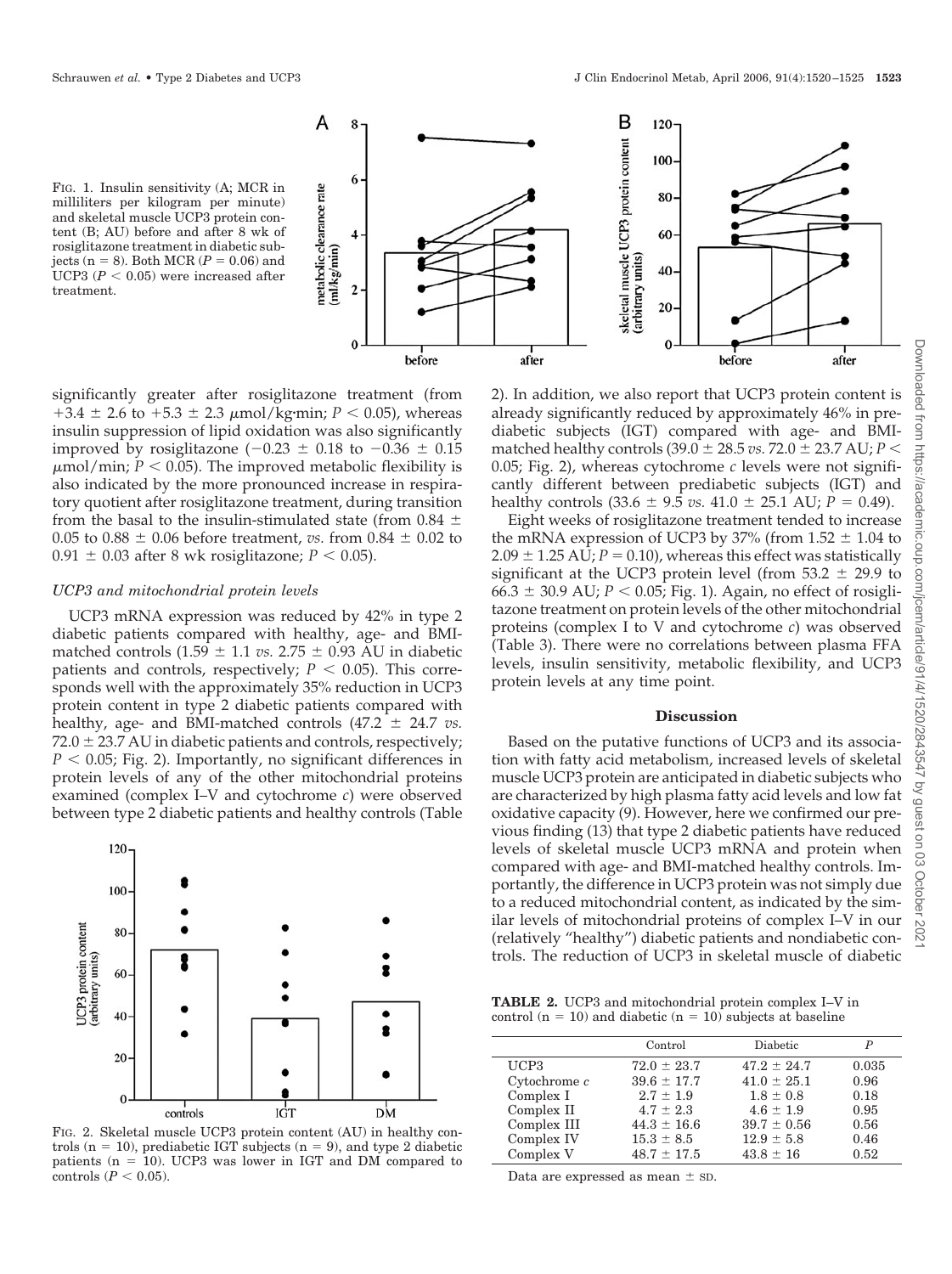FIG. 1. Insulin sensitivity (A; MCR in milliliters per kilogram per minute) and skeletal muscle UCP3 protein content (B; AU) before and after 8 wk of rosiglitazone treatment in diabetic subjects (n = 8). Both MCR ($P = 0.06$) and UCP3 ($P < 0.05$) were increased after treatment.

significantly greater after rosiglitazone treatment (from $+3.4 \pm 2.6$ to $+5.3 \pm 2.3$ μmol/kg·min; $P < 0.05$), whereas insulin suppression of lipid oxidation was also significantly improved by rosiglitazone ($-0.23 \pm 0.18$ to $-0.36 \pm 0.15$ μmol/min; $P < 0.05$). The improved metabolic flexibility is also indicated by the more pronounced increase in respiratory quotient after rosiglitazone treatment, during transition from the basal to the insulin-stimulated state (from $0.84 \pm 0.05$ to $0.88 \pm 0.06$ before treatment, *vs.* from $0.84 \pm 0.02$ to $0.91 \pm 0.03$ after 8 wk rosiglitazone; $P < 0.05$).

### *UCP3 and mitochondrial protein levels*

UCP3 mRNA expression was reduced by 42% in type 2 diabetic patients compared with healthy, age- and BMI-matched controls ($1.59 \pm 1.1$ *vs.* $2.75 \pm 0.93$ AU in diabetic patients and controls, respectively; $P < 0.05$). This corresponds well with the approximately 35% reduction in UCP3 protein content in type 2 diabetic patients compared with healthy, age- and BMI-matched controls ($47.2 \pm 24.7$ *vs.* $72.0 \pm 23.7$ AU in diabetic patients and controls, respectively; $P < 0.05$; Fig. 2). Importantly, no significant differences in protein levels of any of the other mitochondrial proteins examined (complex I–V and cytochrome *c*) were observed between type 2 diabetic patients and healthy controls (Table 2). In addition, we also report that UCP3 protein content is already significantly reduced by approximately 46% in prediabetic subjects (IGT) compared with age- and BMI-matched healthy controls ($39.0 \pm 28.5$ *vs.* $72.0 \pm 23.7$ AU; $P < 0.05$; Fig. 2), whereas cytochrome *c* levels were not significantly different between prediabetic subjects (IGT) and healthy controls ($33.6 \pm 9.5$ *vs.* $41.0 \pm 25.1$ AU; $P = 0.49$).

Eight weeks of rosiglitazone treatment tended to increase the mRNA expression of UCP3 by 37% (from $1.52 \pm 1.04$ to $2.09 \pm 1.25$ AU; $P = 0.10$), whereas this effect was statistically significant at the UCP3 protein level (from $53.2 \pm 29.9$ to $66.3 \pm 30.9$ AU; $P < 0.05$; Fig. 1). Again, no effect of rosiglitazone treatment on protein levels of the other mitochondrial proteins (complex I to V and cytochrome *c*) was observed (Table 3). There were no correlations between plasma FFA levels, insulin sensitivity, metabolic flexibility, and UCP3 protein levels at any time point.

FIG. 2. Skeletal muscle UCP3 protein content (AU) in healthy controls (n = 10), prediabetic IGT subjects (n = 9), and type 2 diabetic patients (n = 10). UCP3 was lower in IGT and DM compared to controls ($P < 0.05$).

## Discussion

Based on the putative functions of UCP3 and its association with fatty acid metabolism, increased levels of skeletal muscle UCP3 protein are anticipated in diabetic subjects who are characterized by high plasma fatty acid levels and low fat oxidative capacity (9). However, here we confirmed our previous finding (13) that type 2 diabetic patients have reduced levels of skeletal muscle UCP3 mRNA and protein when compared with age- and BMI-matched healthy controls. Importantly, the difference in UCP3 protein was not simply due to a reduced mitochondrial content, as indicated by the similar levels of mitochondrial proteins of complex I–V in our (relatively "healthy") diabetic patients and nondiabetic controls. The reduction of UCP3 in skeletal muscle of diabetic

**TABLE 2.** UCP3 and mitochondrial protein complex I–V in control (n = 10) and diabetic (n = 10) subjects at baseline

| | Control | Diabetic | *P* |
|---|---|---|---|
| UCP3 | $72.0 \pm 23.7$ | $47.2 \pm 24.7$ | 0.035 |
| Cytochrome *c* | $39.6 \pm 17.7$ | $41.0 \pm 25.1$ | 0.96 |
| Complex I | $2.7 \pm 1.9$ | $1.8 \pm 0.8$ | 0.18 |
| Complex II | $4.7 \pm 2.3$ | $4.6 \pm 1.9$ | 0.95 |
| Complex III | $44.3 \pm 16.6$ | $39.7 \pm 0.56$ | 0.56 |
| Complex IV | $15.3 \pm 8.5$ | $12.9 \pm 5.8$ | 0.46 |
| Complex V | $48.7 \pm 17.5$ | $43.8 \pm 16$ | 0.52 |

Data are expressed as mean ± SD.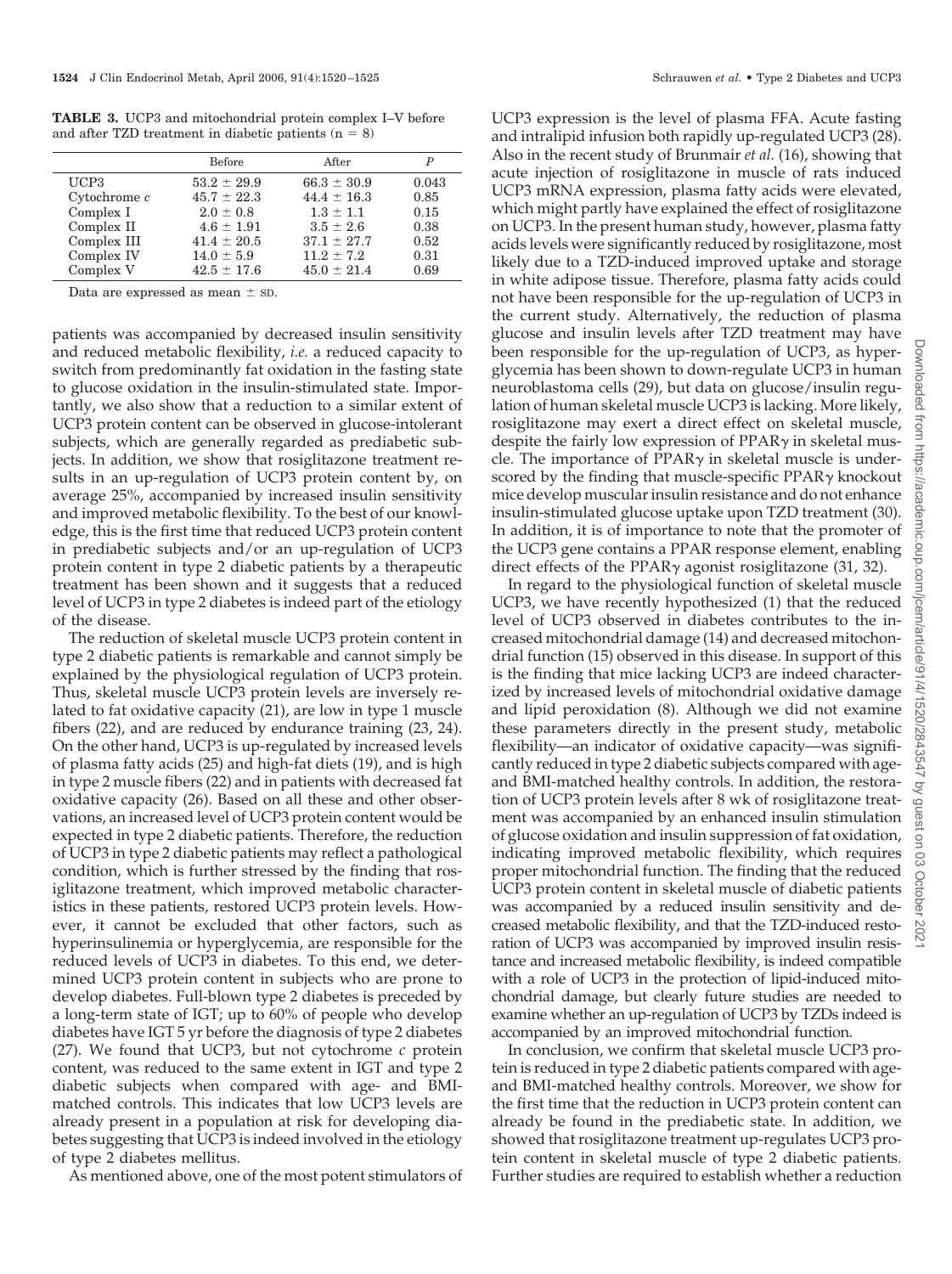**TABLE 3.** UCP3 and mitochondrial protein complex I–V before and after TZD treatment in diabetic patients (n = 8)

| | Before | After | *P* |
|---|---|---|---|
| UCP3 | 53.2 ± 29.9 | 66.3 ± 30.9 | 0.043 |
| Cytochrome *c* | 45.7 ± 22.3 | 44.4 ± 16.3 | 0.85 |
| Complex I | 2.0 ± 0.8 | 1.3 ± 1.1 | 0.15 |
| Complex II | 4.6 ± 1.91 | 3.5 ± 2.6 | 0.38 |
| Complex III | 41.4 ± 20.5 | 37.1 ± 27.7 | 0.52 |
| Complex IV | 14.0 ± 5.9 | 11.2 ± 7.2 | 0.31 |
| Complex V | 42.5 ± 17.6 | 45.0 ± 21.4 | 0.69 |

Data are expressed as mean ± SD.

patients was accompanied by decreased insulin sensitivity and reduced metabolic flexibility, *i.e.* a reduced capacity to switch from predominantly fat oxidation in the fasting state to glucose oxidation in the insulin-stimulated state. Importantly, we also show that a reduction to a similar extent of UCP3 protein content can be observed in glucose-intolerant subjects, which are generally regarded as prediabetic subjects. In addition, we show that rosiglitazone treatment results in an up-regulation of UCP3 protein content by, on average 25%, accompanied by increased insulin sensitivity and improved metabolic flexibility. To the best of our knowledge, this is the first time that reduced UCP3 protein content in prediabetic subjects and/or an up-regulation of UCP3 protein content in type 2 diabetic patients by a therapeutic treatment has been shown and it suggests that a reduced level of UCP3 in type 2 diabetes is indeed part of the etiology of the disease.

The reduction of skeletal muscle UCP3 protein content in type 2 diabetic patients is remarkable and cannot simply be explained by the physiological regulation of UCP3 protein. Thus, skeletal muscle UCP3 protein levels are inversely related to fat oxidative capacity (21), are low in type 1 muscle fibers (22), and are reduced by endurance training (23, 24). On the other hand, UCP3 is up-regulated by increased levels of plasma fatty acids (25) and high-fat diets (19), and is high in type 2 muscle fibers (22) and in patients with decreased fat oxidative capacity (26). Based on all these and other observations, an increased level of UCP3 protein content would be expected in type 2 diabetic patients. Therefore, the reduction of UCP3 in type 2 diabetic patients may reflect a pathological condition, which is further stressed by the finding that rosiglitazone treatment, which improved metabolic characteristics in these patients, restored UCP3 protein levels. However, it cannot be excluded that other factors, such as hyperinsulinemia or hyperglycemia, are responsible for the reduced levels of UCP3 in diabetes. To this end, we determined UCP3 protein content in subjects who are prone to develop diabetes. Full-blown type 2 diabetes is preceded by a long-term state of IGT; up to 60% of people who develop diabetes have IGT 5 yr before the diagnosis of type 2 diabetes (27). We found that UCP3, but not cytochrome *c* protein content, was reduced to the same extent in IGT and type 2 diabetic subjects when compared with age- and BMI-matched controls. This indicates that low UCP3 levels are already present in a population at risk for developing diabetes suggesting that UCP3 is indeed involved in the etiology of type 2 diabetes mellitus.

As mentioned above, one of the most potent stimulators of UCP3 expression is the level of plasma FFA. Acute fasting and intralipid infusion both rapidly up-regulated UCP3 (28). Also in the recent study of Brunmair *et al.* (16), showing that acute injection of rosiglitazone in muscle of rats induced UCP3 mRNA expression, plasma fatty acids were elevated, which might partly have explained the effect of rosiglitazone on UCP3. In the present human study, however, plasma fatty acids levels were significantly reduced by rosiglitazone, most likely due to a TZD-induced improved uptake and storage in white adipose tissue. Therefore, plasma fatty acids could not have been responsible for the up-regulation of UCP3 in the current study. Alternatively, the reduction of plasma glucose and insulin levels after TZD treatment may have been responsible for the up-regulation of UCP3, as hyperglycemia has been shown to down-regulate UCP3 in human neuroblastoma cells (29), but data on glucose/insulin regulation of human skeletal muscle UCP3 is lacking. More likely, rosiglitazone may exert a direct effect on skeletal muscle, despite the fairly low expression of PPARγ in skeletal muscle. The importance of PPARγ in skeletal muscle is underscored by the finding that muscle-specific PPARγ knockout mice develop muscular insulin resistance and do not enhance insulin-stimulated glucose uptake upon TZD treatment (30). In addition, it is of importance to note that the promoter of the UCP3 gene contains a PPAR response element, enabling direct effects of the PPARγ agonist rosiglitazone (31, 32).

In regard to the physiological function of skeletal muscle UCP3, we have recently hypothesized (1) that the reduced level of UCP3 observed in diabetes contributes to the increased mitochondrial damage (14) and decreased mitochondrial function (15) observed in this disease. In support of this is the finding that mice lacking UCP3 are indeed characterized by increased levels of mitochondrial oxidative damage and lipid peroxidation (8). Although we did not examine these parameters directly in the present study, metabolic flexibility—an indicator of oxidative capacity—was significantly reduced in type 2 diabetic subjects compared with age- and BMI-matched healthy controls. In addition, the restoration of UCP3 protein levels after 8 wk of rosiglitazone treatment was accompanied by an enhanced insulin stimulation of glucose oxidation and insulin suppression of fat oxidation, indicating improved metabolic flexibility, which requires proper mitochondrial function. The finding that the reduced UCP3 protein content in skeletal muscle of diabetic patients was accompanied by a reduced insulin sensitivity and decreased metabolic flexibility, and that the TZD-induced restoration of UCP3 was accompanied by improved insulin resistance and increased metabolic flexibility, is indeed compatible with a role of UCP3 in the protection of lipid-induced mitochondrial damage, but clearly future studies are needed to examine whether an up-regulation of UCP3 by TZDs indeed is accompanied by an improved mitochondrial function.

In conclusion, we confirm that skeletal muscle UCP3 protein is reduced in type 2 diabetic patients compared with age- and BMI-matched healthy controls. Moreover, we show for the first time that the reduction in UCP3 protein content can already be found in the prediabetic state. In addition, we showed that rosiglitazone treatment up-regulates UCP3 protein content in skeletal muscle of type 2 diabetic patients. Further studies are required to establish whether a reduction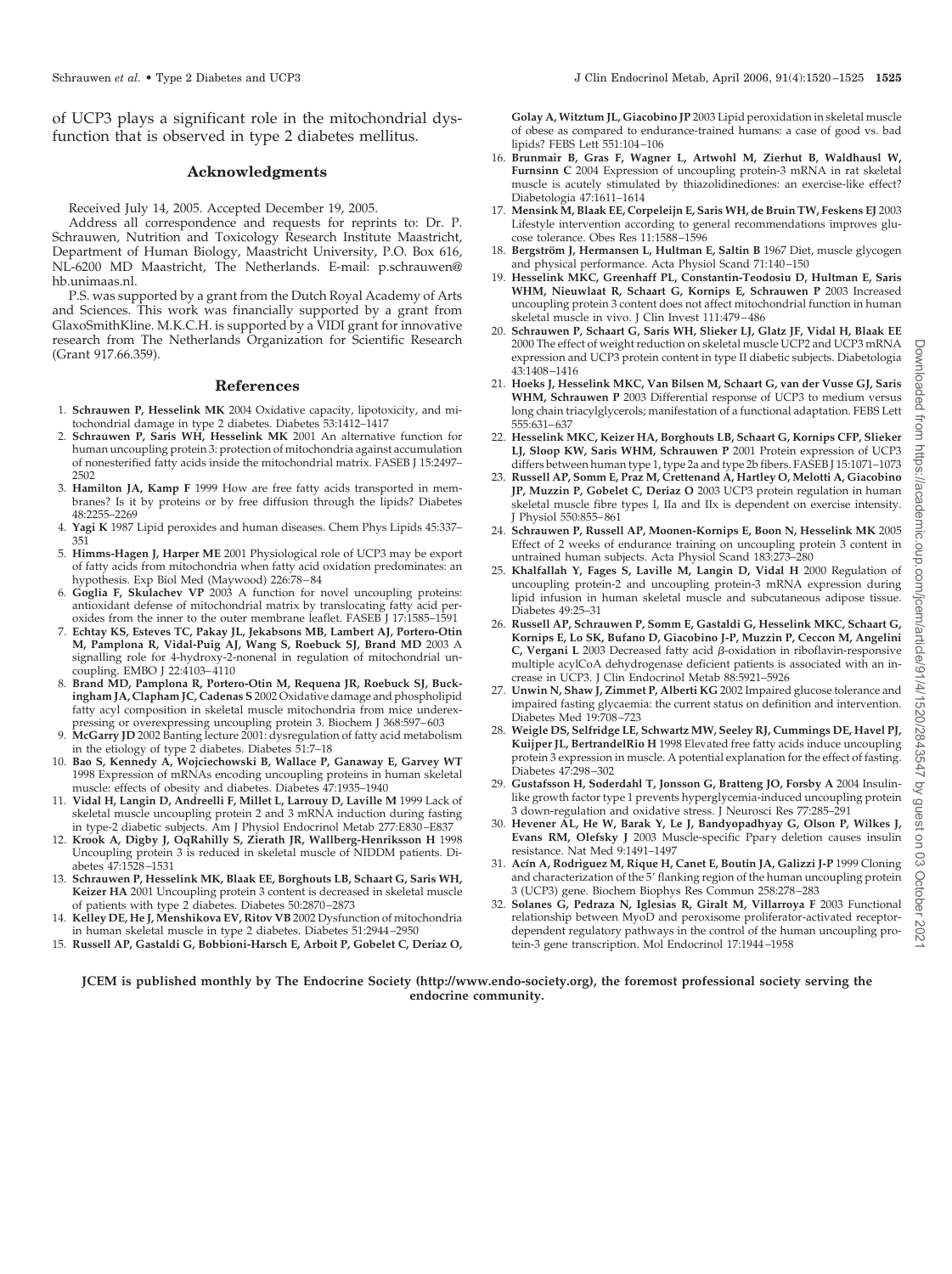of UCP3 plays a significant role in the mitochondrial dysfunction that is observed in type 2 diabetes mellitus.

## Acknowledgments

Received July 14, 2005. Accepted December 19, 2005.

Address all correspondence and requests for reprints to: Dr. P. Schrauwen, Nutrition and Toxicology Research Institute Maastricht, Department of Human Biology, Maastricht University, P.O. Box 616, NL-6200 MD Maastricht, The Netherlands. E-mail: p.schrauwen@hb.unimaas.nl.

P.S. was supported by a grant from the Dutch Royal Academy of Arts and Sciences. This work was financially supported by a grant from GlaxoSmithKline. M.K.C.H. is supported by a VIDI grant for innovative research from The Netherlands Organization for Scientific Research (Grant 917.66.359).

## References

1. **Schrauwen P, Hesselink MK** 2004 Oxidative capacity, lipotoxicity, and mitochondrial damage in type 2 diabetes. Diabetes 53:1412–1417
2. **Schrauwen P, Saris WH, Hesselink MK** 2001 An alternative function for human uncoupling protein 3: protection of mitochondria against accumulation of nonesterified fatty acids inside the mitochondrial matrix. FASEB J 15:2497–2502
3. **Hamilton JA, Kamp F** 1999 How are free fatty acids transported in membranes? Is it by proteins or by free diffusion through the lipids? Diabetes 48:2255–2269
4. **Yagi K** 1987 Lipid peroxides and human diseases. Chem Phys Lipids 45:337–351
5. **Himms-Hagen J, Harper ME** 2001 Physiological role of UCP3 may be export of fatty acids from mitochondria when fatty acid oxidation predominates: an hypothesis. Exp Biol Med (Maywood) 226:78–84
6. **Goglia F, Skulachev VP** 2003 A function for novel uncoupling proteins: antioxidant defense of mitochondrial matrix by translocating fatty acid peroxides from the inner to the outer membrane leaflet. FASEB J 17:1585–1591
7. **Echtay KS, Esteves TC, Pakay JL, Jekabsons MB, Lambert AJ, Portero-Otin M, Pamplona R, Vidal-Puig AJ, Wang S, Roebuck SJ, Brand MD** 2003 A signalling role for 4-hydroxy-2-nonenal in regulation of mitochondrial uncoupling. EMBO J 22:4103–4110
8. **Brand MD, Pamplona R, Portero-Otin M, Requena JR, Roebuck SJ, Buckingham JA, Clapham JC, Cadenas S** 2002 Oxidative damage and phospholipid fatty acyl composition in skeletal muscle mitochondria from mice underexpressing or overexpressing uncoupling protein 3. Biochem J 368:597–603
9. **McGarry JD** 2002 Banting lecture 2001: dysregulation of fatty acid metabolism in the etiology of type 2 diabetes. Diabetes 51:7–18
10. **Bao S, Kennedy A, Wojciechowski B, Wallace P, Ganaway E, Garvey WT** 1998 Expression of mRNAs encoding uncoupling proteins in human skeletal muscle: effects of obesity and diabetes. Diabetes 47:1935–1940
11. **Vidal H, Langin D, Andreelli F, Millet L, Larrouy D, Laville M** 1999 Lack of skeletal muscle uncoupling protein 2 and 3 mRNA induction during fasting in type-2 diabetic subjects. Am J Physiol Endocrinol Metab 277:E830–E837
12. **Krook A, Digby J, OqRahilly S, Zierath JR, Wallberg-Henriksson H** 1998 Uncoupling protein 3 is reduced in skeletal muscle of NIDDM patients. Diabetes 47:1528–1531
13. **Schrauwen P, Hesselink MK, Blaak EE, Borghouts LB, Schaart G, Saris WH, Keizer HA** 2001 Uncoupling protein 3 content is decreased in skeletal muscle of patients with type 2 diabetes. Diabetes 50:2870–2873
14. **Kelley DE, He J, Menshikova EV, Ritov VB** 2002 Dysfunction of mitochondria in human skeletal muscle in type 2 diabetes. Diabetes 51:2944–2950
15. **Russell AP, Gastaldi G, Bobbioni-Harsch E, Arboit P, Gobelet C, Deriaz O, Golay A, Witztum JL, Giacobino JP** 2003 Lipid peroxidation in skeletal muscle of obese as compared to endurance-trained humans: a case of good vs. bad lipids? FEBS Lett 551:104–106
16. **Brunmair B, Gras F, Wagner L, Artwohl M, Zierhut B, Waldhausl W, Furnsinn C** 2004 Expression of uncoupling protein-3 mRNA in rat skeletal muscle is acutely stimulated by thiazolidinediones: an exercise-like effect? Diabetologia 47:1611–1614
17. **Mensink M, Blaak EE, Corpeleijn E, Saris WH, de Bruin TW, Feskens EJ** 2003 Lifestyle intervention according to general recommendations improves glucose tolerance. Obes Res 11:1588–1596
18. **Bergström J, Hermansen L, Hultman E, Saltin B** 1967 Diet, muscle glycogen and physical performance. Acta Physiol Scand 71:140–150
19. **Hesselink MKC, Greenhaff PL, Constantin-Teodosiu D, Hultman E, Saris WHM, Nieuwlaat R, Schaart G, Kornips E, Schrauwen P** 2003 Increased uncoupling protein 3 content does not affect mitochondrial function in human skeletal muscle in vivo. J Clin Invest 111:479–486
20. **Schrauwen P, Schaart G, Saris WH, Slieker LJ, Glatz JF, Vidal H, Blaak EE** 2000 The effect of weight reduction on skeletal muscle UCP2 and UCP3 mRNA expression and UCP3 protein content in type II diabetic subjects. Diabetologia 43:1408–1416
21. **Hoeks J, Hesselink MKC, Van Bilsen M, Schaart G, van der Vusse GJ, Saris WHM, Schrauwen P** 2003 Differential response of UCP3 to medium versus long chain triacylglycerols; manifestation of a functional adaptation. FEBS Lett 555:631–637
22. **Hesselink MKC, Keizer HA, Borghouts LB, Schaart G, Kornips CFP, Slieker LJ, Sloop KW, Saris WHM, Schrauwen P** 2001 Protein expression of UCP3 differs between human type 1, type 2a and type 2b fibers. FASEB J 15:1071–1073
23. **Russell AP, Somm E, Praz M, Crettenand A, Hartley O, Melotti A, Giacobino JP, Muzzin P, Gobelet C, Deriaz O** 2003 UCP3 protein regulation in human skeletal muscle fibre types I, IIa and IIx is dependent on exercise intensity. J Physiol 550:855–861
24. **Schrauwen P, Russell AP, Moonen-Kornips E, Boon N, Hesselink MK** 2005 Effect of 2 weeks of endurance training on uncoupling protein 3 content in untrained human subjects. Acta Physiol Scand 183:273–280
25. **Khalfallah Y, Fages S, Laville M, Langin D, Vidal H** 2000 Regulation of uncoupling protein-2 and uncoupling protein-3 mRNA expression during lipid infusion in human skeletal muscle and subcutaneous adipose tissue. Diabetes 49:25–31
26. **Russell AP, Schrauwen P, Somm E, Gastaldi G, Hesselink MKC, Schaart G, Kornips E, Lo SK, Bufano D, Giacobino J-P, Muzzin P, Ceccon M, Angelini C, Vergani L** 2003 Decreased fatty acid β-oxidation in riboflavin-responsive multiple acylCoA dehydrogenase deficient patients is associated with an increase in UCP3. J Clin Endocrinol Metab 88:5921–5926
27. **Unwin N, Shaw J, Zimmet P, Alberti KG** 2002 Impaired glucose tolerance and impaired fasting glycaemia: the current status on definition and intervention. Diabetes Med 19:708–723
28. **Weigle DS, Selfridge LE, Schwartz MW, Seeley RJ, Cummings DE, Havel PJ, Kuijper JL, BertrandelRio H** 1998 Elevated free fatty acids induce uncoupling protein 3 expression in muscle. A potential explanation for the effect of fasting. Diabetes 47:298–302
29. **Gustafsson H, Soderdahl T, Jonsson G, Bratteng JO, Forsby A** 2004 Insulin-like growth factor type 1 prevents hyperglycemia-induced uncoupling protein 3 down-regulation and oxidative stress. J Neurosci Res 77:285–291
30. **Hevener AL, He W, Barak Y, Le J, Bandyopadhyay G, Olson P, Wilkes J, Evans RM, Olefsky J** 2003 Muscle-specific Pparγ deletion causes insulin resistance. Nat Med 9:1491–1497
31. **Acín A, Rodriguez M, Rique H, Canet E, Boutin JA, Galizzi J-P** 1999 Cloning and characterization of the 5′ flanking region of the human uncoupling protein 3 (UCP3) gene. Biochem Biophys Res Commun 258:278–283
32. **Solanes G, Pedraza N, Iglesias R, Giralt M, Villarroya F** 2003 Functional relationship between MyoD and peroxisome proliferator-activated receptor-dependent regulatory pathways in the control of the human uncoupling protein-3 gene transcription. Mol Endocrinol 17:1944–1958

**JCEM is published monthly by The Endocrine Society (http://www.endo-society.org), the foremost professional society serving the endocrine community.**